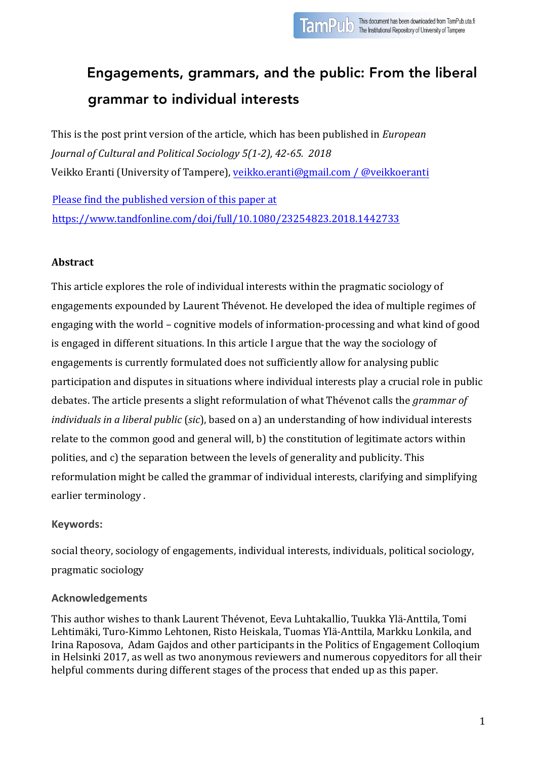# Engagements, grammars, and the public: From the liberal grammar to individual interests

This is the post print version of the article, which has been published in *European Journal of Cultural and Political Sociology 5(1-2), 42-65. 2018*
Veikko Eranti (University of Tampere), veikko.eranti@gmail.com / @veikkoeranti

Please find the published version of this paper at
https://www.tandfonline.com/doi/full/10.1080/23254823.2018.1442733

**Abstract**

This article explores the role of individual interests within the pragmatic sociology of engagements expounded by Laurent Thévenot. He developed the idea of multiple regimes of engaging with the world – cognitive models of information-processing and what kind of good is engaged in different situations. In this article I argue that the way the sociology of engagements is currently formulated does not sufficiently allow for analysing public participation and disputes in situations where individual interests play a crucial role in public debates. The article presents a slight reformulation of what Thévenot calls the *grammar of individuals in a liberal public* (*sic*), based on a) an understanding of how individual interests relate to the common good and general will, b) the constitution of legitimate actors within polities, and c) the separation between the levels of generality and publicity. This reformulation might be called the grammar of individual interests, clarifying and simplifying earlier terminology .

### Keywords:

social theory, sociology of engagements, individual interests, individuals, political sociology, pragmatic sociology

### Acknowledgements

This author wishes to thank Laurent Thévenot, Eeva Luhtakallio, Tuukka Ylä-Anttila, Tomi Lehtimäki, Turo-Kimmo Lehtonen, Risto Heiskala, Tuomas Ylä-Anttila, Markku Lonkila, and Irina Raposova, Adam Gajdos and other participants in the Politics of Engagement Colloqium in Helsinki 2017, as well as two anonymous reviewers and numerous copyeditors for all their helpful comments during different stages of the process that ended up as this paper.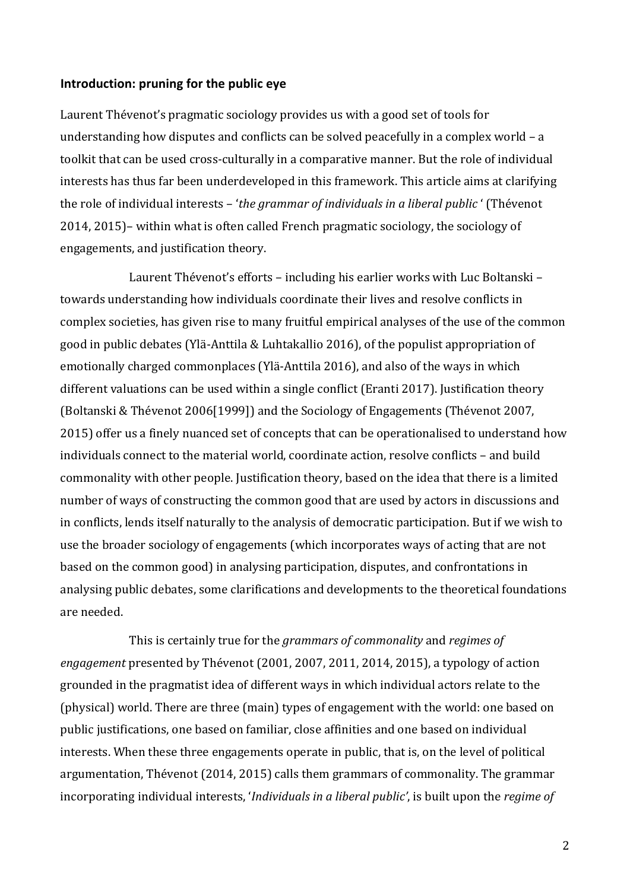## Introduction: pruning for the public eye

Laurent Thévenot's pragmatic sociology provides us with a good set of tools for understanding how disputes and conflicts can be solved peacefully in a complex world – a toolkit that can be used cross-culturally in a comparative manner. But the role of individual interests has thus far been underdeveloped in this framework. This article aims at clarifying the role of individual interests – '*the grammar of individuals in a liberal public* ' (Thévenot 2014, 2015)– within what is often called French pragmatic sociology, the sociology of engagements, and justification theory.

Laurent Thévenot's efforts – including his earlier works with Luc Boltanski – towards understanding how individuals coordinate their lives and resolve conflicts in complex societies, has given rise to many fruitful empirical analyses of the use of the common good in public debates (Ylä-Anttila & Luhtakallio 2016), of the populist appropriation of emotionally charged commonplaces (Ylä-Anttila 2016), and also of the ways in which different valuations can be used within a single conflict (Eranti 2017). Justification theory (Boltanski & Thévenot 2006[1999]) and the Sociology of Engagements (Thévenot 2007, 2015) offer us a finely nuanced set of concepts that can be operationalised to understand how individuals connect to the material world, coordinate action, resolve conflicts – and build commonality with other people. Justification theory, based on the idea that there is a limited number of ways of constructing the common good that are used by actors in discussions and in conflicts, lends itself naturally to the analysis of democratic participation. But if we wish to use the broader sociology of engagements (which incorporates ways of acting that are not based on the common good) in analysing participation, disputes, and confrontations in analysing public debates, some clarifications and developments to the theoretical foundations are needed.

This is certainly true for the *grammars of commonality* and *regimes of engagement* presented by Thévenot (2001, 2007, 2011, 2014, 2015), a typology of action grounded in the pragmatist idea of different ways in which individual actors relate to the (physical) world. There are three (main) types of engagement with the world: one based on public justifications, one based on familiar, close affinities and one based on individual interests. When these three engagements operate in public, that is, on the level of political argumentation, Thévenot (2014, 2015) calls them grammars of commonality. The grammar incorporating individual interests, '*Individuals in a liberal public'*, is built upon the *regime of*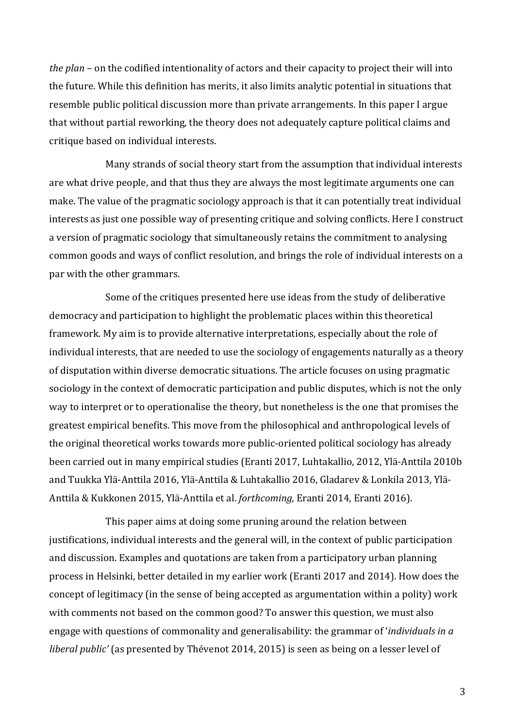*the plan* – on the codified intentionality of actors and their capacity to project their will into the future. While this definition has merits, it also limits analytic potential in situations that resemble public political discussion more than private arrangements. In this paper I argue that without partial reworking, the theory does not adequately capture political claims and critique based on individual interests.

Many strands of social theory start from the assumption that individual interests are what drive people, and that thus they are always the most legitimate arguments one can make. The value of the pragmatic sociology approach is that it can potentially treat individual interests as just one possible way of presenting critique and solving conflicts. Here I construct a version of pragmatic sociology that simultaneously retains the commitment to analysing common goods and ways of conflict resolution, and brings the role of individual interests on a par with the other grammars.

Some of the critiques presented here use ideas from the study of deliberative democracy and participation to highlight the problematic places within this theoretical framework. My aim is to provide alternative interpretations, especially about the role of individual interests, that are needed to use the sociology of engagements naturally as a theory of disputation within diverse democratic situations. The article focuses on using pragmatic sociology in the context of democratic participation and public disputes, which is not the only way to interpret or to operationalise the theory, but nonetheless is the one that promises the greatest empirical benefits. This move from the philosophical and anthropological levels of the original theoretical works towards more public-oriented political sociology has already been carried out in many empirical studies (Eranti 2017, Luhtakallio, 2012, Ylä-Anttila 2010b and Tuukka Ylä-Anttila 2016, Ylä-Anttila & Luhtakallio 2016, Gladarev & Lonkila 2013, Ylä-Anttila & Kukkonen 2015, Ylä-Anttila et al. *forthcoming,* Eranti 2014, Eranti 2016).

This paper aims at doing some pruning around the relation between justifications, individual interests and the general will, in the context of public participation and discussion. Examples and quotations are taken from a participatory urban planning process in Helsinki, better detailed in my earlier work (Eranti 2017 and 2014). How does the concept of legitimacy (in the sense of being accepted as argumentation within a polity) work with comments not based on the common good? To answer this question, we must also engage with questions of commonality and generalisability: the grammar of '*individuals in a liberal public'* (as presented by Thévenot 2014, 2015) is seen as being on a lesser level of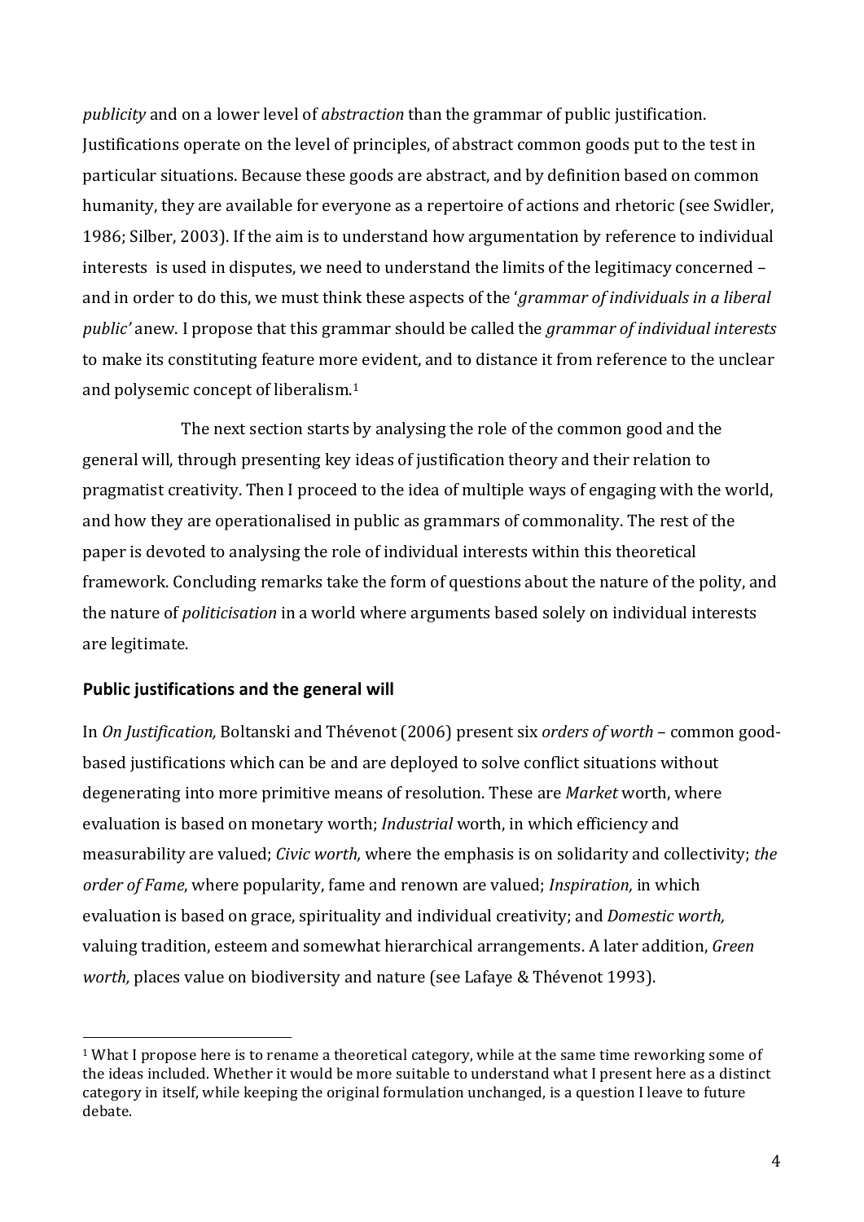*publicity* and on a lower level of *abstraction* than the grammar of public justification. Justifications operate on the level of principles, of abstract common goods put to the test in particular situations. Because these goods are abstract, and by definition based on common humanity, they are available for everyone as a repertoire of actions and rhetoric (see Swidler, 1986; Silber, 2003). If the aim is to understand how argumentation by reference to individual interests is used in disputes, we need to understand the limits of the legitimacy concerned – and in order to do this, we must think these aspects of the '*grammar of individuals in a liberal public'* anew. I propose that this grammar should be called the *grammar of individual interests* to make its constituting feature more evident, and to distance it from reference to the unclear and polysemic concept of liberalism.[1]

The next section starts by analysing the role of the common good and the general will, through presenting key ideas of justification theory and their relation to pragmatist creativity. Then I proceed to the idea of multiple ways of engaging with the world, and how they are operationalised in public as grammars of commonality. The rest of the paper is devoted to analysing the role of individual interests within this theoretical framework. Concluding remarks take the form of questions about the nature of the polity, and the nature of *politicisation* in a world where arguments based solely on individual interests are legitimate.

## Public justifications and the general will

In *On Justification,* Boltanski and Thévenot (2006) present six *orders of worth* – common good-based justifications which can be and are deployed to solve conflict situations without degenerating into more primitive means of resolution. These are *Market* worth, where evaluation is based on monetary worth; *Industrial* worth, in which efficiency and measurability are valued; *Civic worth,* where the emphasis is on solidarity and collectivity; *the order of Fame*, where popularity, fame and renown are valued; *Inspiration,* in which evaluation is based on grace, spirituality and individual creativity; and *Domestic worth,* valuing tradition, esteem and somewhat hierarchical arrangements. A later addition, *Green worth,* places value on biodiversity and nature (see Lafaye & Thévenot 1993).

---

[1] What I propose here is to rename a theoretical category, while at the same time reworking some of the ideas included. Whether it would be more suitable to understand what I present here as a distinct category in itself, while keeping the original formulation unchanged, is a question I leave to future debate.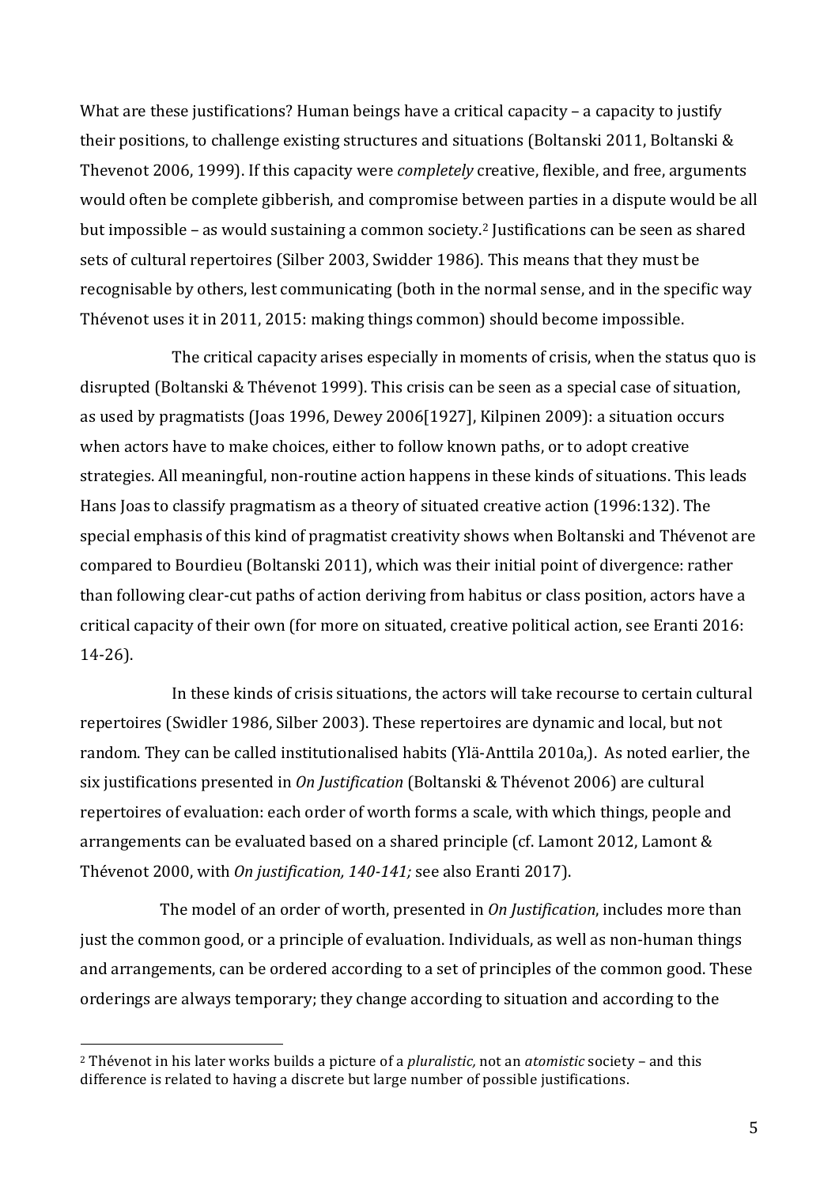What are these justifications? Human beings have a critical capacity – a capacity to justify their positions, to challenge existing structures and situations (Boltanski 2011, Boltanski & Thevenot 2006, 1999). If this capacity were *completely* creative, flexible, and free, arguments would often be complete gibberish, and compromise between parties in a dispute would be all but impossible – as would sustaining a common society.[2] Justifications can be seen as shared sets of cultural repertoires (Silber 2003, Swidder 1986). This means that they must be recognisable by others, lest communicating (both in the normal sense, and in the specific way Thévenot uses it in 2011, 2015: making things common) should become impossible.

The critical capacity arises especially in moments of crisis, when the status quo is disrupted (Boltanski & Thévenot 1999). This crisis can be seen as a special case of situation, as used by pragmatists (Joas 1996, Dewey 2006[1927], Kilpinen 2009): a situation occurs when actors have to make choices, either to follow known paths, or to adopt creative strategies. All meaningful, non-routine action happens in these kinds of situations. This leads Hans Joas to classify pragmatism as a theory of situated creative action (1996:132). The special emphasis of this kind of pragmatist creativity shows when Boltanski and Thévenot are compared to Bourdieu (Boltanski 2011), which was their initial point of divergence: rather than following clear-cut paths of action deriving from habitus or class position, actors have a critical capacity of their own (for more on situated, creative political action, see Eranti 2016: 14-26).

In these kinds of crisis situations, the actors will take recourse to certain cultural repertoires (Swidler 1986, Silber 2003). These repertoires are dynamic and local, but not random. They can be called institutionalised habits (Ylä-Anttila 2010a,). As noted earlier, the six justifications presented in *On Justification* (Boltanski & Thévenot 2006) are cultural repertoires of evaluation: each order of worth forms a scale, with which things, people and arrangements can be evaluated based on a shared principle (cf. Lamont 2012, Lamont & Thévenot 2000, with *On justification, 140-141;* see also Eranti 2017).

The model of an order of worth, presented in *On Justification*, includes more than just the common good, or a principle of evaluation. Individuals, as well as non-human things and arrangements, can be ordered according to a set of principles of the common good. These orderings are always temporary; they change according to situation and according to the

[2] Thévenot in his later works builds a picture of a *pluralistic,* not an *atomistic* society – and this difference is related to having a discrete but large number of possible justifications.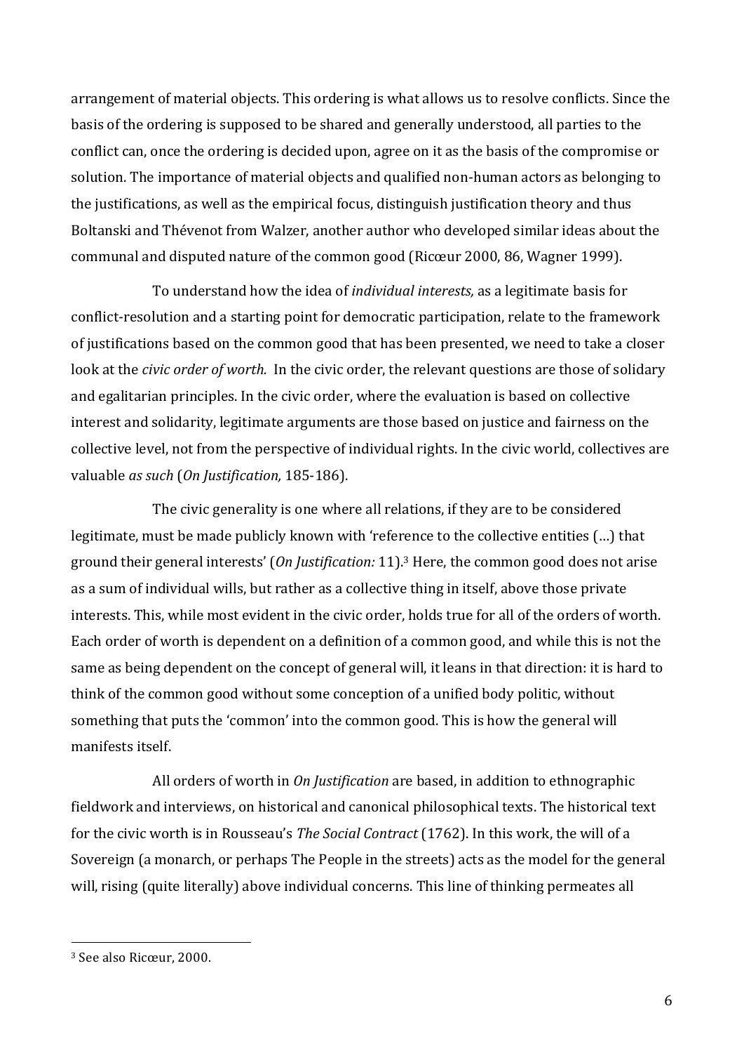arrangement of material objects. This ordering is what allows us to resolve conflicts. Since the basis of the ordering is supposed to be shared and generally understood, all parties to the conflict can, once the ordering is decided upon, agree on it as the basis of the compromise or solution. The importance of material objects and qualified non-human actors as belonging to the justifications, as well as the empirical focus, distinguish justification theory and thus Boltanski and Thévenot from Walzer, another author who developed similar ideas about the communal and disputed nature of the common good (Ricœur 2000, 86, Wagner 1999).

To understand how the idea of *individual interests,* as a legitimate basis for conflict-resolution and a starting point for democratic participation, relate to the framework of justifications based on the common good that has been presented, we need to take a closer look at the *civic order of worth.* In the civic order, the relevant questions are those of solidary and egalitarian principles. In the civic order, where the evaluation is based on collective interest and solidarity, legitimate arguments are those based on justice and fairness on the collective level, not from the perspective of individual rights. In the civic world, collectives are valuable *as such* (*On Justification,* 185-186).

The civic generality is one where all relations, if they are to be considered legitimate, must be made publicly known with 'reference to the collective entities (…) that ground their general interests' (*On Justification:* 11).[3] Here, the common good does not arise as a sum of individual wills, but rather as a collective thing in itself, above those private interests. This, while most evident in the civic order, holds true for all of the orders of worth. Each order of worth is dependent on a definition of a common good, and while this is not the same as being dependent on the concept of general will, it leans in that direction: it is hard to think of the common good without some conception of a unified body politic, without something that puts the 'common' into the common good. This is how the general will manifests itself.

All orders of worth in *On Justification* are based, in addition to ethnographic fieldwork and interviews, on historical and canonical philosophical texts. The historical text for the civic worth is in Rousseau's *The Social Contract* (1762). In this work, the will of a Sovereign (a monarch, or perhaps The People in the streets) acts as the model for the general will, rising (quite literally) above individual concerns. This line of thinking permeates all

[3] See also Ricœur, 2000.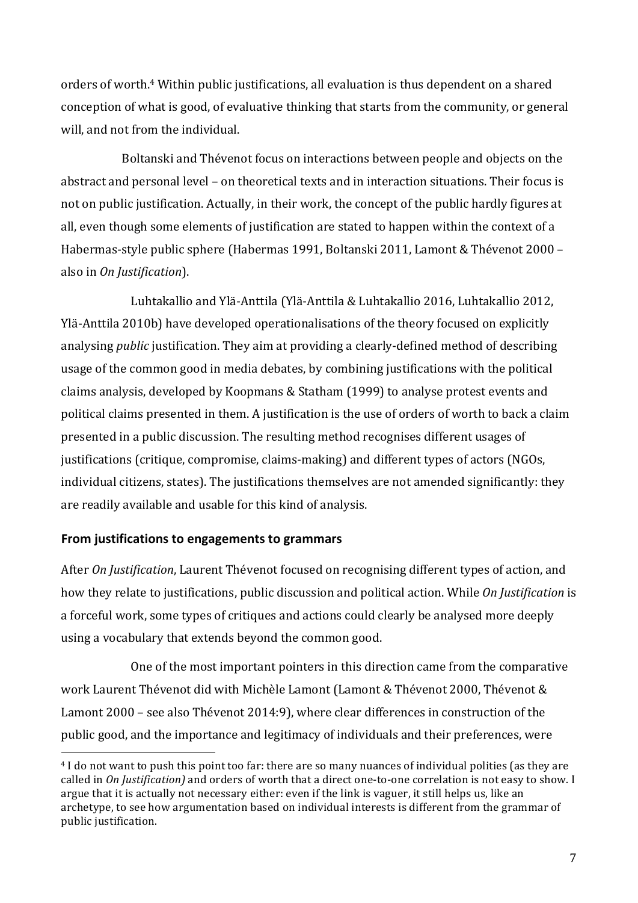orders of worth.[4] Within public justifications, all evaluation is thus dependent on a shared conception of what is good, of evaluative thinking that starts from the community, or general will, and not from the individual.

Boltanski and Thévenot focus on interactions between people and objects on the abstract and personal level – on theoretical texts and in interaction situations. Their focus is not on public justification. Actually, in their work, the concept of the public hardly figures at all, even though some elements of justification are stated to happen within the context of a Habermas-style public sphere (Habermas 1991, Boltanski 2011, Lamont & Thévenot 2000 – also in *On Justification*).

Luhtakallio and Ylä-Anttila (Ylä-Anttila & Luhtakallio 2016, Luhtakallio 2012, Ylä-Anttila 2010b) have developed operationalisations of the theory focused on explicitly analysing *public* justification. They aim at providing a clearly-defined method of describing usage of the common good in media debates, by combining justifications with the political claims analysis, developed by Koopmans & Statham (1999) to analyse protest events and political claims presented in them. A justification is the use of orders of worth to back a claim presented in a public discussion. The resulting method recognises different usages of justifications (critique, compromise, claims-making) and different types of actors (NGOs, individual citizens, states). The justifications themselves are not amended significantly: they are readily available and usable for this kind of analysis.

## From justifications to engagements to grammars

After *On Justification*, Laurent Thévenot focused on recognising different types of action, and how they relate to justifications, public discussion and political action. While *On Justification* is a forceful work, some types of critiques and actions could clearly be analysed more deeply using a vocabulary that extends beyond the common good.

One of the most important pointers in this direction came from the comparative work Laurent Thévenot did with Michèle Lamont (Lamont & Thévenot 2000, Thévenot & Lamont 2000 – see also Thévenot 2014:9), where clear differences in construction of the public good, and the importance and legitimacy of individuals and their preferences, were

---

[4] I do not want to push this point too far: there are so many nuances of individual polities (as they are called in *On Justification)* and orders of worth that a direct one-to-one correlation is not easy to show. I argue that it is actually not necessary either: even if the link is vaguer, it still helps us, like an archetype, to see how argumentation based on individual interests is different from the grammar of public justification.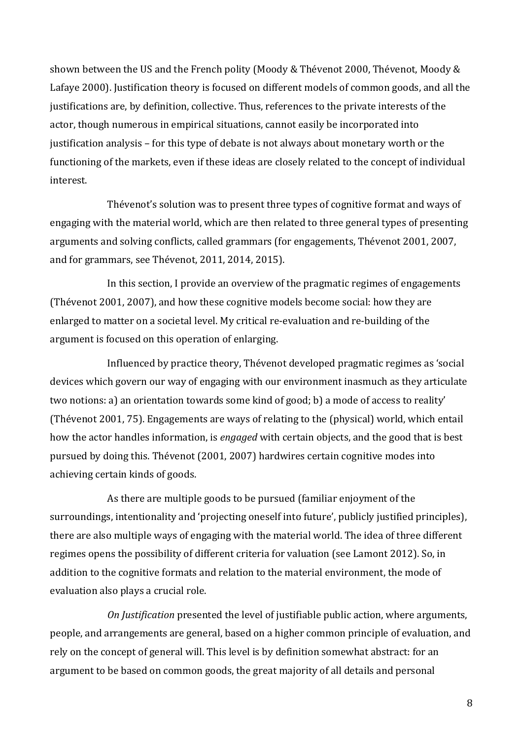shown between the US and the French polity (Moody & Thévenot 2000, Thévenot, Moody & Lafaye 2000). Justification theory is focused on different models of common goods, and all the justifications are, by definition, collective. Thus, references to the private interests of the actor, though numerous in empirical situations, cannot easily be incorporated into justification analysis – for this type of debate is not always about monetary worth or the functioning of the markets, even if these ideas are closely related to the concept of individual interest.

Thévenot's solution was to present three types of cognitive format and ways of engaging with the material world, which are then related to three general types of presenting arguments and solving conflicts, called grammars (for engagements, Thévenot 2001, 2007, and for grammars, see Thévenot, 2011, 2014, 2015).

In this section, I provide an overview of the pragmatic regimes of engagements (Thévenot 2001, 2007), and how these cognitive models become social: how they are enlarged to matter on a societal level. My critical re-evaluation and re-building of the argument is focused on this operation of enlarging.

Influenced by practice theory, Thévenot developed pragmatic regimes as 'social devices which govern our way of engaging with our environment inasmuch as they articulate two notions: a) an orientation towards some kind of good; b) a mode of access to reality' (Thévenot 2001, 75). Engagements are ways of relating to the (physical) world, which entail how the actor handles information, is *engaged* with certain objects, and the good that is best pursued by doing this. Thévenot (2001, 2007) hardwires certain cognitive modes into achieving certain kinds of goods.

As there are multiple goods to be pursued (familiar enjoyment of the surroundings, intentionality and 'projecting oneself into future', publicly justified principles), there are also multiple ways of engaging with the material world. The idea of three different regimes opens the possibility of different criteria for valuation (see Lamont 2012). So, in addition to the cognitive formats and relation to the material environment, the mode of evaluation also plays a crucial role.

*On Justification* presented the level of justifiable public action, where arguments, people, and arrangements are general, based on a higher common principle of evaluation, and rely on the concept of general will. This level is by definition somewhat abstract: for an argument to be based on common goods, the great majority of all details and personal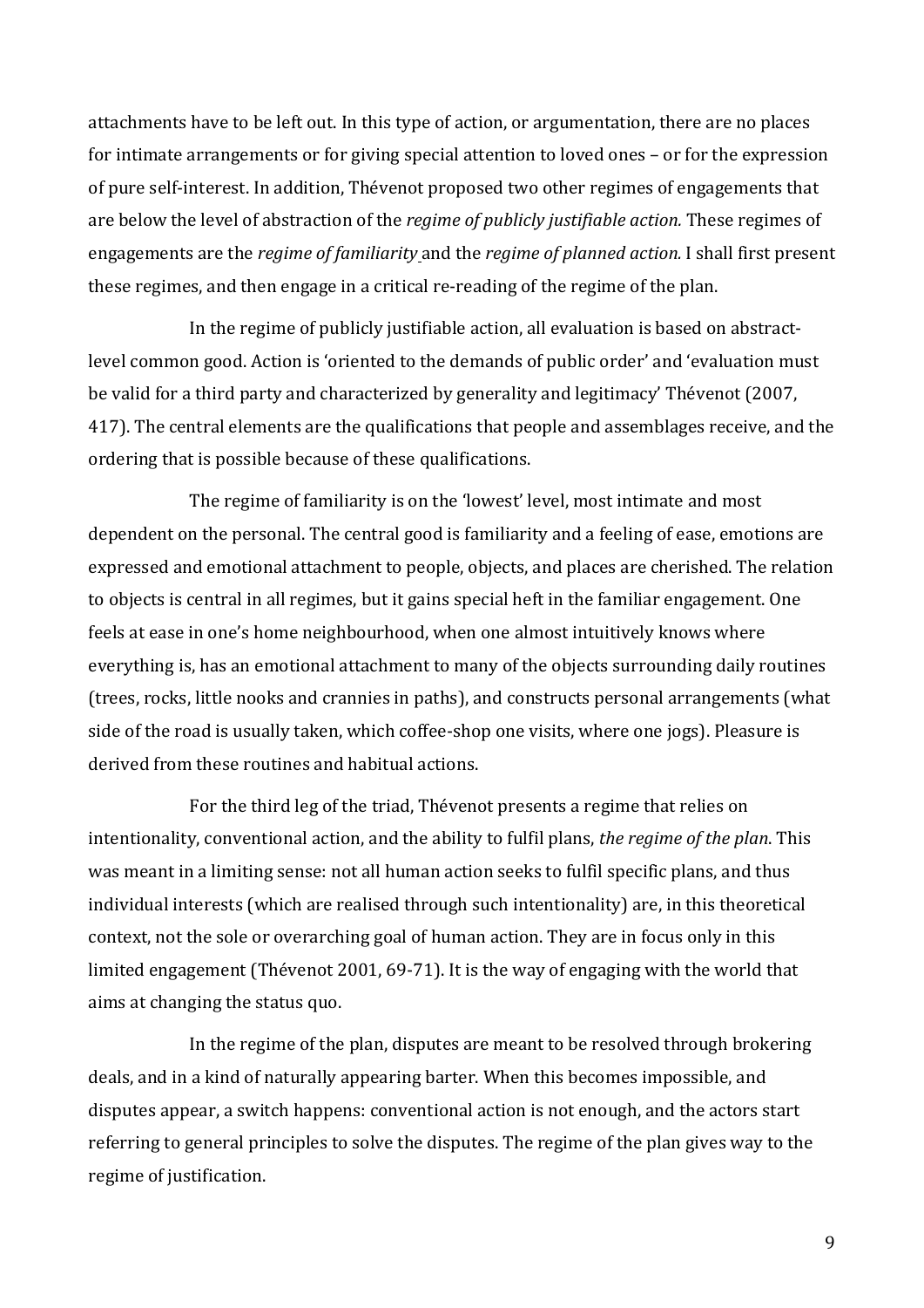attachments have to be left out. In this type of action, or argumentation, there are no places for intimate arrangements or for giving special attention to loved ones – or for the expression of pure self-interest. In addition, Thévenot proposed two other regimes of engagements that are below the level of abstraction of the *regime of publicly justifiable action.* These regimes of engagements are the *regime of familiarity* and the *regime of planned action.* I shall first present these regimes, and then engage in a critical re-reading of the regime of the plan.

In the regime of publicly justifiable action, all evaluation is based on abstract-level common good. Action is 'oriented to the demands of public order' and 'evaluation must be valid for a third party and characterized by generality and legitimacy' Thévenot (2007, 417). The central elements are the qualifications that people and assemblages receive, and the ordering that is possible because of these qualifications.

The regime of familiarity is on the 'lowest' level, most intimate and most dependent on the personal. The central good is familiarity and a feeling of ease, emotions are expressed and emotional attachment to people, objects, and places are cherished. The relation to objects is central in all regimes, but it gains special heft in the familiar engagement. One feels at ease in one's home neighbourhood, when one almost intuitively knows where everything is, has an emotional attachment to many of the objects surrounding daily routines (trees, rocks, little nooks and crannies in paths), and constructs personal arrangements (what side of the road is usually taken, which coffee-shop one visits, where one jogs). Pleasure is derived from these routines and habitual actions.

For the third leg of the triad, Thévenot presents a regime that relies on intentionality, conventional action, and the ability to fulfil plans, *the regime of the plan*. This was meant in a limiting sense: not all human action seeks to fulfil specific plans, and thus individual interests (which are realised through such intentionality) are, in this theoretical context, not the sole or overarching goal of human action. They are in focus only in this limited engagement (Thévenot 2001, 69-71). It is the way of engaging with the world that aims at changing the status quo.

In the regime of the plan, disputes are meant to be resolved through brokering deals, and in a kind of naturally appearing barter. When this becomes impossible, and disputes appear, a switch happens: conventional action is not enough, and the actors start referring to general principles to solve the disputes. The regime of the plan gives way to the regime of justification.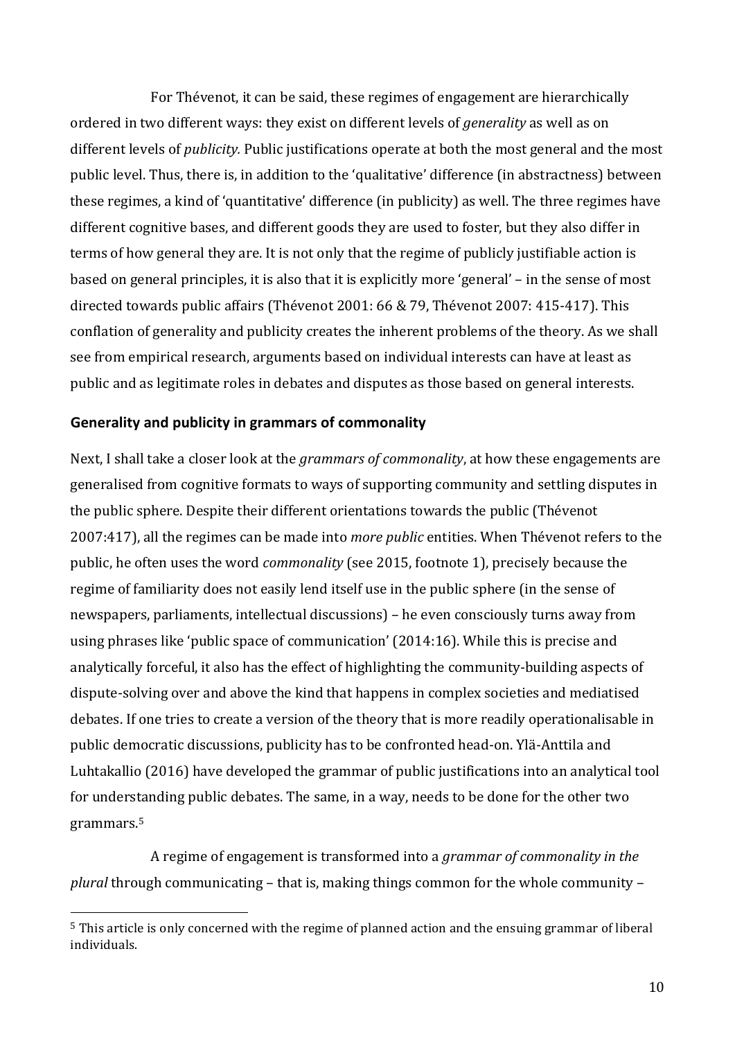For Thévenot, it can be said, these regimes of engagement are hierarchically ordered in two different ways: they exist on different levels of *generality* as well as on different levels of *publicity.* Public justifications operate at both the most general and the most public level. Thus, there is, in addition to the 'qualitative' difference (in abstractness) between these regimes, a kind of 'quantitative' difference (in publicity) as well. The three regimes have different cognitive bases, and different goods they are used to foster, but they also differ in terms of how general they are. It is not only that the regime of publicly justifiable action is based on general principles, it is also that it is explicitly more 'general' – in the sense of most directed towards public affairs (Thévenot 2001: 66 & 79, Thévenot 2007: 415-417). This conflation of generality and publicity creates the inherent problems of the theory. As we shall see from empirical research, arguments based on individual interests can have at least as public and as legitimate roles in debates and disputes as those based on general interests.

## Generality and publicity in grammars of commonality

Next, I shall take a closer look at the *grammars of commonality*, at how these engagements are generalised from cognitive formats to ways of supporting community and settling disputes in the public sphere. Despite their different orientations towards the public (Thévenot 2007:417), all the regimes can be made into *more public* entities. When Thévenot refers to the public, he often uses the word *commonality* (see 2015, footnote 1), precisely because the regime of familiarity does not easily lend itself use in the public sphere (in the sense of newspapers, parliaments, intellectual discussions) – he even consciously turns away from using phrases like 'public space of communication' (2014:16). While this is precise and analytically forceful, it also has the effect of highlighting the community-building aspects of dispute-solving over and above the kind that happens in complex societies and mediatised debates. If one tries to create a version of the theory that is more readily operationalisable in public democratic discussions, publicity has to be confronted head-on. Ylä-Anttila and Luhtakallio (2016) have developed the grammar of public justifications into an analytical tool for understanding public debates. The same, in a way, needs to be done for the other two grammars.[5]

A regime of engagement is transformed into a *grammar of commonality in the plural* through communicating – that is, making things common for the whole community –

[5] This article is only concerned with the regime of planned action and the ensuing grammar of liberal individuals.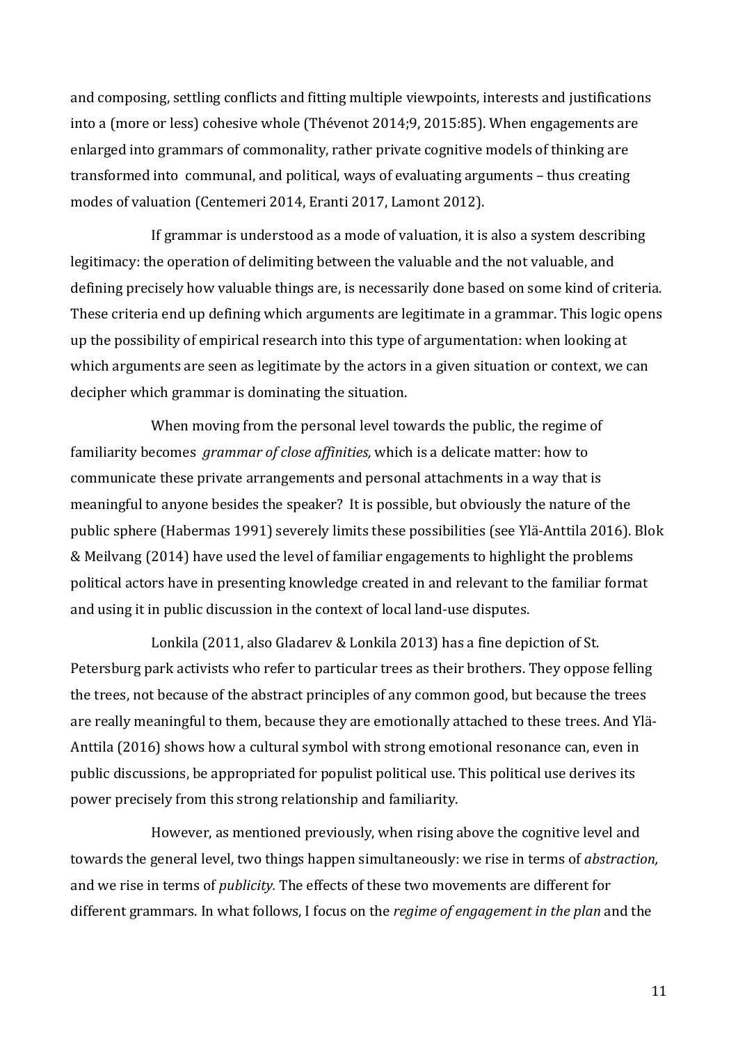and composing, settling conflicts and fitting multiple viewpoints, interests and justifications into a (more or less) cohesive whole (Thévenot 2014;9, 2015:85). When engagements are enlarged into grammars of commonality, rather private cognitive models of thinking are transformed into communal, and political, ways of evaluating arguments – thus creating modes of valuation (Centemeri 2014, Eranti 2017, Lamont 2012).

If grammar is understood as a mode of valuation, it is also a system describing legitimacy: the operation of delimiting between the valuable and the not valuable, and defining precisely how valuable things are, is necessarily done based on some kind of criteria. These criteria end up defining which arguments are legitimate in a grammar. This logic opens up the possibility of empirical research into this type of argumentation: when looking at which arguments are seen as legitimate by the actors in a given situation or context, we can decipher which grammar is dominating the situation.

When moving from the personal level towards the public, the regime of familiarity becomes *grammar of close affinities,* which is a delicate matter: how to communicate these private arrangements and personal attachments in a way that is meaningful to anyone besides the speaker? It is possible, but obviously the nature of the public sphere (Habermas 1991) severely limits these possibilities (see Ylä-Anttila 2016). Blok & Meilvang (2014) have used the level of familiar engagements to highlight the problems political actors have in presenting knowledge created in and relevant to the familiar format and using it in public discussion in the context of local land-use disputes.

Lonkila (2011, also Gladarev & Lonkila 2013) has a fine depiction of St. Petersburg park activists who refer to particular trees as their brothers. They oppose felling the trees, not because of the abstract principles of any common good, but because the trees are really meaningful to them, because they are emotionally attached to these trees. And Ylä-Anttila (2016) shows how a cultural symbol with strong emotional resonance can, even in public discussions, be appropriated for populist political use. This political use derives its power precisely from this strong relationship and familiarity.

However, as mentioned previously, when rising above the cognitive level and towards the general level, two things happen simultaneously: we rise in terms of *abstraction,* and we rise in terms of *publicity.* The effects of these two movements are different for different grammars. In what follows, I focus on the *regime of engagement in the plan* and the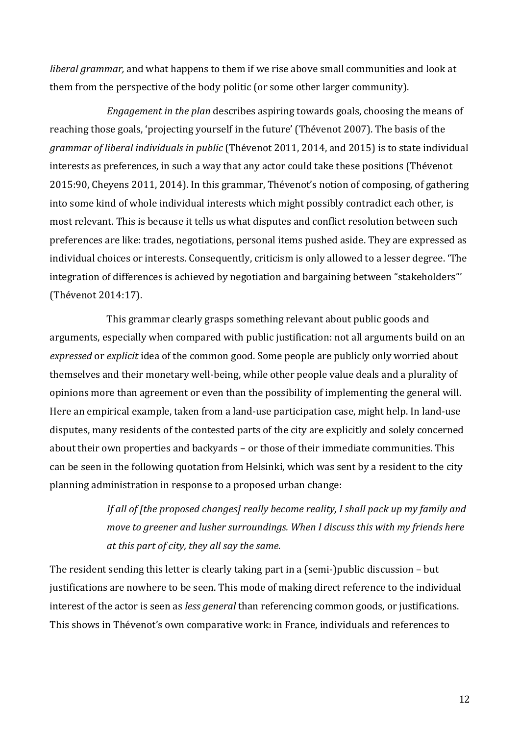*liberal grammar,* and what happens to them if we rise above small communities and look at them from the perspective of the body politic (or some other larger community).

*Engagement in the plan* describes aspiring towards goals, choosing the means of reaching those goals, 'projecting yourself in the future' (Thévenot 2007). The basis of the *grammar of liberal individuals in public* (Thévenot 2011, 2014, and 2015) is to state individual interests as preferences, in such a way that any actor could take these positions (Thévenot 2015:90, Cheyens 2011, 2014). In this grammar, Thévenot's notion of composing, of gathering into some kind of whole individual interests which might possibly contradict each other, is most relevant. This is because it tells us what disputes and conflict resolution between such preferences are like: trades, negotiations, personal items pushed aside. They are expressed as individual choices or interests. Consequently, criticism is only allowed to a lesser degree. 'The integration of differences is achieved by negotiation and bargaining between "stakeholders"' (Thévenot 2014:17).

This grammar clearly grasps something relevant about public goods and arguments, especially when compared with public justification: not all arguments build on an *expressed* or *explicit* idea of the common good. Some people are publicly only worried about themselves and their monetary well-being, while other people value deals and a plurality of opinions more than agreement or even than the possibility of implementing the general will. Here an empirical example, taken from a land-use participation case, might help. In land-use disputes, many residents of the contested parts of the city are explicitly and solely concerned about their own properties and backyards – or those of their immediate communities. This can be seen in the following quotation from Helsinki, which was sent by a resident to the city planning administration in response to a proposed urban change:

> *If all of [the proposed changes] really become reality, I shall pack up my family and move to greener and lusher surroundings. When I discuss this with my friends here at this part of city, they all say the same.*

The resident sending this letter is clearly taking part in a (semi-)public discussion – but justifications are nowhere to be seen. This mode of making direct reference to the individual interest of the actor is seen as *less general* than referencing common goods, or justifications. This shows in Thévenot's own comparative work: in France, individuals and references to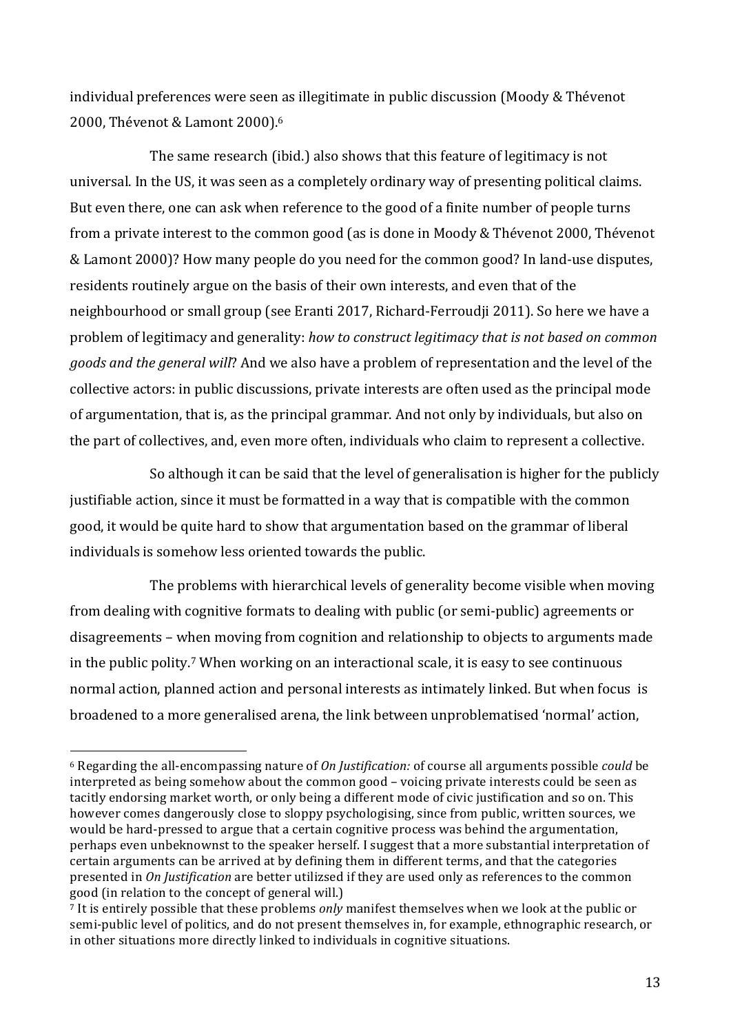individual preferences were seen as illegitimate in public discussion (Moody & Thévenot 2000, Thévenot & Lamont 2000).[6]

The same research (ibid.) also shows that this feature of legitimacy is not universal. In the US, it was seen as a completely ordinary way of presenting political claims. But even there, one can ask when reference to the good of a finite number of people turns from a private interest to the common good (as is done in Moody & Thévenot 2000, Thévenot & Lamont 2000)? How many people do you need for the common good? In land-use disputes, residents routinely argue on the basis of their own interests, and even that of the neighbourhood or small group (see Eranti 2017, Richard-Ferroudji 2011). So here we have a problem of legitimacy and generality: *how to construct legitimacy that is not based on common goods and the general will*? And we also have a problem of representation and the level of the collective actors: in public discussions, private interests are often used as the principal mode of argumentation, that is, as the principal grammar. And not only by individuals, but also on the part of collectives, and, even more often, individuals who claim to represent a collective.

So although it can be said that the level of generalisation is higher for the publicly justifiable action, since it must be formatted in a way that is compatible with the common good, it would be quite hard to show that argumentation based on the grammar of liberal individuals is somehow less oriented towards the public.

The problems with hierarchical levels of generality become visible when moving from dealing with cognitive formats to dealing with public (or semi-public) agreements or disagreements – when moving from cognition and relationship to objects to arguments made in the public polity.[7] When working on an interactional scale, it is easy to see continuous normal action, planned action and personal interests as intimately linked. But when focus is broadened to a more generalised arena, the link between unproblematised 'normal' action,

---

[6] Regarding the all-encompassing nature of *On Justification:* of course all arguments possible *could* be interpreted as being somehow about the common good – voicing private interests could be seen as tacitly endorsing market worth, or only being a different mode of civic justification and so on. This however comes dangerously close to sloppy psychologising, since from public, written sources, we would be hard-pressed to argue that a certain cognitive process was behind the argumentation, perhaps even unbeknownst to the speaker herself. I suggest that a more substantial interpretation of certain arguments can be arrived at by defining them in different terms, and that the categories presented in *On Justification* are better utilizsed if they are used only as references to the common good (in relation to the concept of general will.)

[7] It is entirely possible that these problems *only* manifest themselves when we look at the public or semi-public level of politics, and do not present themselves in, for example, ethnographic research, or in other situations more directly linked to individuals in cognitive situations.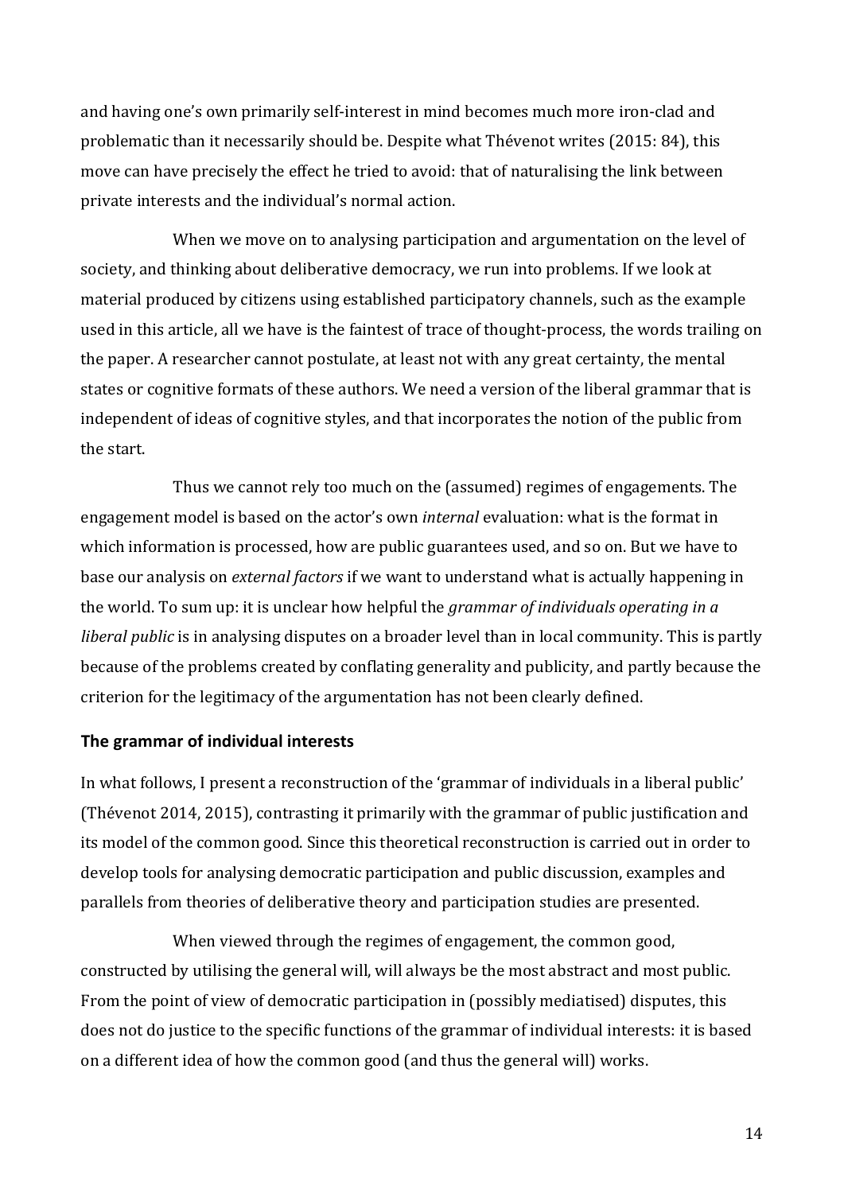and having one's own primarily self-interest in mind becomes much more iron-clad and problematic than it necessarily should be. Despite what Thévenot writes (2015: 84), this move can have precisely the effect he tried to avoid: that of naturalising the link between private interests and the individual's normal action.

When we move on to analysing participation and argumentation on the level of society, and thinking about deliberative democracy, we run into problems. If we look at material produced by citizens using established participatory channels, such as the example used in this article, all we have is the faintest of trace of thought-process, the words trailing on the paper. A researcher cannot postulate, at least not with any great certainty, the mental states or cognitive formats of these authors. We need a version of the liberal grammar that is independent of ideas of cognitive styles, and that incorporates the notion of the public from the start.

Thus we cannot rely too much on the (assumed) regimes of engagements. The engagement model is based on the actor's own *internal* evaluation: what is the format in which information is processed, how are public guarantees used, and so on. But we have to base our analysis on *external factors* if we want to understand what is actually happening in the world. To sum up: it is unclear how helpful the *grammar of individuals operating in a liberal public* is in analysing disputes on a broader level than in local community. This is partly because of the problems created by conflating generality and publicity, and partly because the criterion for the legitimacy of the argumentation has not been clearly defined.

## The grammar of individual interests

In what follows, I present a reconstruction of the 'grammar of individuals in a liberal public' (Thévenot 2014, 2015), contrasting it primarily with the grammar of public justification and its model of the common good. Since this theoretical reconstruction is carried out in order to develop tools for analysing democratic participation and public discussion, examples and parallels from theories of deliberative theory and participation studies are presented.

When viewed through the regimes of engagement, the common good, constructed by utilising the general will, will always be the most abstract and most public. From the point of view of democratic participation in (possibly mediatised) disputes, this does not do justice to the specific functions of the grammar of individual interests: it is based on a different idea of how the common good (and thus the general will) works.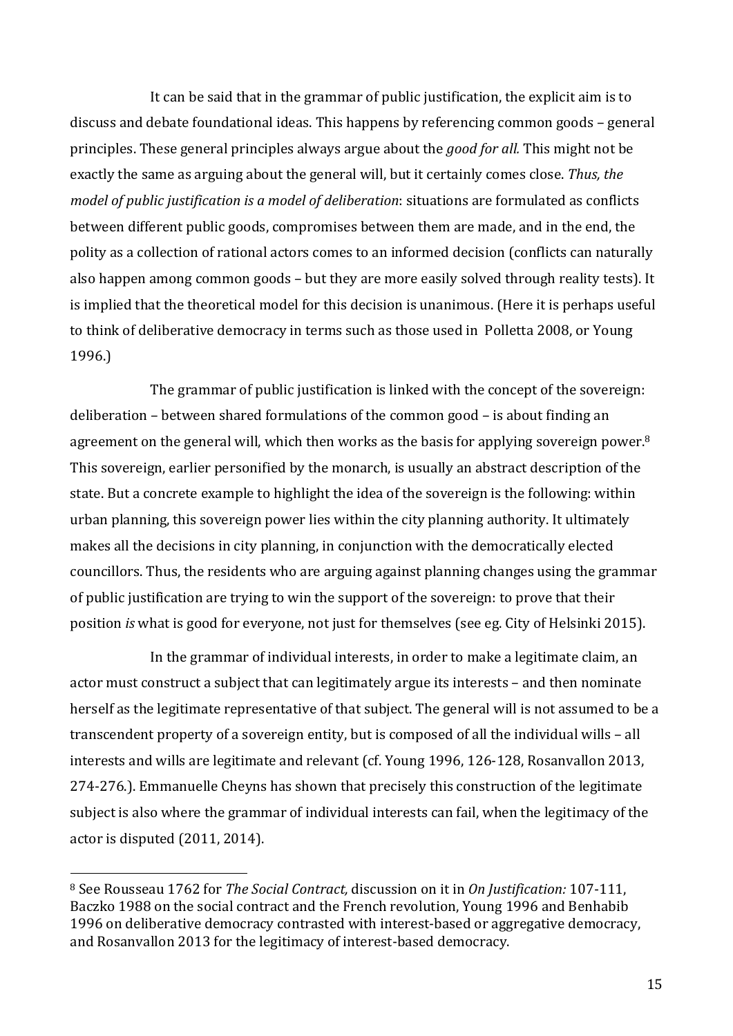It can be said that in the grammar of public justification, the explicit aim is to discuss and debate foundational ideas. This happens by referencing common goods – general principles. These general principles always argue about the *good for all.* This might not be exactly the same as arguing about the general will, but it certainly comes close. *Thus, the model of public justification is a model of deliberation*: situations are formulated as conflicts between different public goods, compromises between them are made, and in the end, the polity as a collection of rational actors comes to an informed decision (conflicts can naturally also happen among common goods – but they are more easily solved through reality tests). It is implied that the theoretical model for this decision is unanimous. (Here it is perhaps useful to think of deliberative democracy in terms such as those used in Polletta 2008, or Young 1996.)

The grammar of public justification is linked with the concept of the sovereign: deliberation – between shared formulations of the common good – is about finding an agreement on the general will, which then works as the basis for applying sovereign power.[8] This sovereign, earlier personified by the monarch, is usually an abstract description of the state. But a concrete example to highlight the idea of the sovereign is the following: within urban planning, this sovereign power lies within the city planning authority. It ultimately makes all the decisions in city planning, in conjunction with the democratically elected councillors. Thus, the residents who are arguing against planning changes using the grammar of public justification are trying to win the support of the sovereign: to prove that their position *is* what is good for everyone, not just for themselves (see eg. City of Helsinki 2015).

In the grammar of individual interests, in order to make a legitimate claim, an actor must construct a subject that can legitimately argue its interests – and then nominate herself as the legitimate representative of that subject. The general will is not assumed to be a transcendent property of a sovereign entity, but is composed of all the individual wills – all interests and wills are legitimate and relevant (cf. Young 1996, 126-128, Rosanvallon 2013, 274-276.). Emmanuelle Cheyns has shown that precisely this construction of the legitimate subject is also where the grammar of individual interests can fail, when the legitimacy of the actor is disputed (2011, 2014).

[8] See Rousseau 1762 for *The Social Contract,* discussion on it in *On Justification:* 107-111, Baczko 1988 on the social contract and the French revolution, Young 1996 and Benhabib 1996 on deliberative democracy contrasted with interest-based or aggregative democracy, and Rosanvallon 2013 for the legitimacy of interest-based democracy.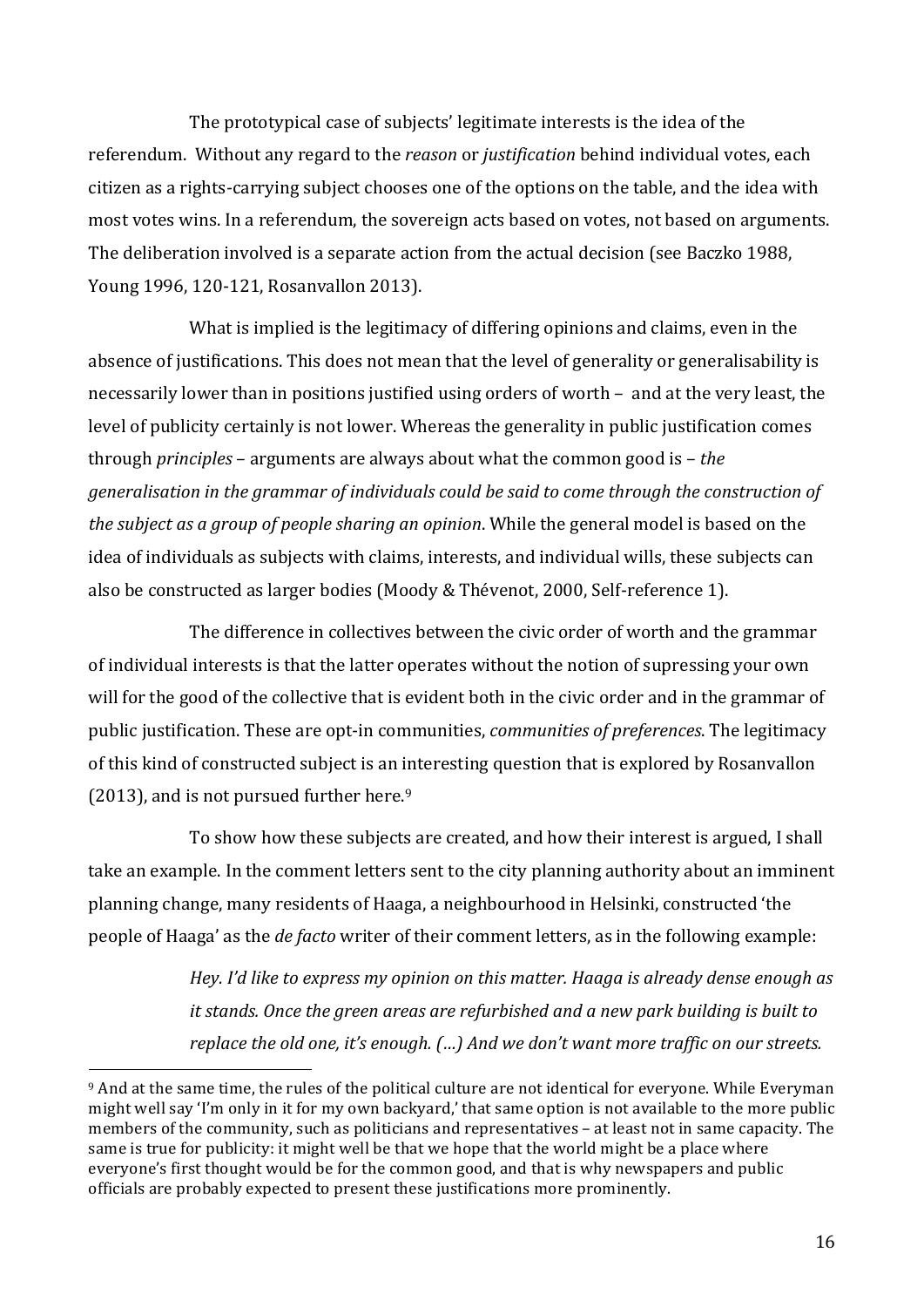The prototypical case of subjects' legitimate interests is the idea of the referendum. Without any regard to the *reason* or *justification* behind individual votes, each citizen as a rights-carrying subject chooses one of the options on the table, and the idea with most votes wins. In a referendum, the sovereign acts based on votes, not based on arguments. The deliberation involved is a separate action from the actual decision (see Baczko 1988, Young 1996, 120-121, Rosanvallon 2013).

What is implied is the legitimacy of differing opinions and claims, even in the absence of justifications. This does not mean that the level of generality or generalisability is necessarily lower than in positions justified using orders of worth – and at the very least, the level of publicity certainly is not lower. Whereas the generality in public justification comes through *principles* – arguments are always about what the common good is – *the generalisation in the grammar of individuals could be said to come through the construction of the subject as a group of people sharing an opinion*. While the general model is based on the idea of individuals as subjects with claims, interests, and individual wills, these subjects can also be constructed as larger bodies (Moody & Thévenot, 2000, Self-reference 1).

The difference in collectives between the civic order of worth and the grammar of individual interests is that the latter operates without the notion of supressing your own will for the good of the collective that is evident both in the civic order and in the grammar of public justification. These are opt-in communities, *communities of preferences*. The legitimacy of this kind of constructed subject is an interesting question that is explored by Rosanvallon (2013), and is not pursued further here.[9]

To show how these subjects are created, and how their interest is argued, I shall take an example. In the comment letters sent to the city planning authority about an imminent planning change, many residents of Haaga, a neighbourhood in Helsinki, constructed 'the people of Haaga' as the *de facto* writer of their comment letters, as in the following example:

> *Hey. I'd like to express my opinion on this matter. Haaga is already dense enough as it stands. Once the green areas are refurbished and a new park building is built to replace the old one, it's enough. (…) And we don't want more traffic on our streets.*

[9] And at the same time, the rules of the political culture are not identical for everyone. While Everyman might well say 'I'm only in it for my own backyard,' that same option is not available to the more public members of the community, such as politicians and representatives – at least not in same capacity. The same is true for publicity: it might well be that we hope that the world might be a place where everyone's first thought would be for the common good, and that is why newspapers and public officials are probably expected to present these justifications more prominently.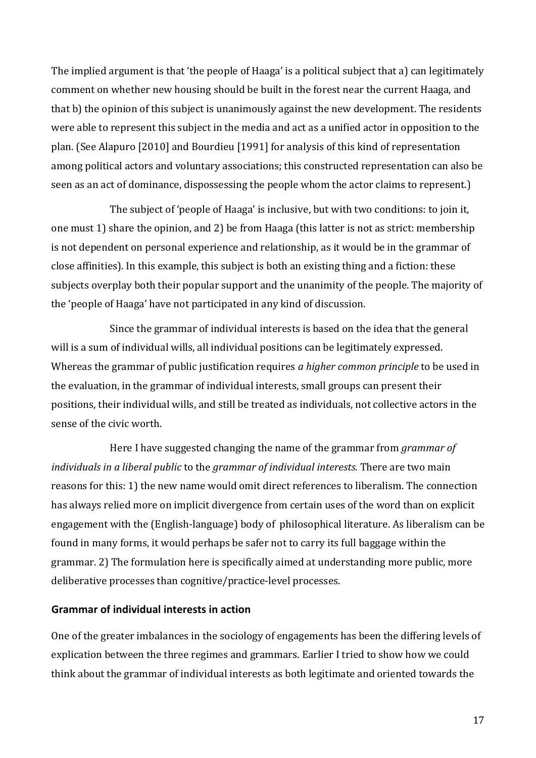The implied argument is that 'the people of Haaga' is a political subject that a) can legitimately comment on whether new housing should be built in the forest near the current Haaga, and that b) the opinion of this subject is unanimously against the new development. The residents were able to represent this subject in the media and act as a unified actor in opposition to the plan. (See Alapuro [2010] and Bourdieu [1991] for analysis of this kind of representation among political actors and voluntary associations; this constructed representation can also be seen as an act of dominance, dispossessing the people whom the actor claims to represent.)

The subject of 'people of Haaga' is inclusive, but with two conditions: to join it, one must 1) share the opinion, and 2) be from Haaga (this latter is not as strict: membership is not dependent on personal experience and relationship, as it would be in the grammar of close affinities). In this example, this subject is both an existing thing and a fiction: these subjects overplay both their popular support and the unanimity of the people. The majority of the 'people of Haaga' have not participated in any kind of discussion.

Since the grammar of individual interests is based on the idea that the general will is a sum of individual wills, all individual positions can be legitimately expressed. Whereas the grammar of public justification requires *a higher common principle* to be used in the evaluation, in the grammar of individual interests, small groups can present their positions, their individual wills, and still be treated as individuals, not collective actors in the sense of the civic worth.

Here I have suggested changing the name of the grammar from *grammar of individuals in a liberal public* to the *grammar of individual interests*. There are two main reasons for this: 1) the new name would omit direct references to liberalism. The connection has always relied more on implicit divergence from certain uses of the word than on explicit engagement with the (English-language) body of philosophical literature. As liberalism can be found in many forms, it would perhaps be safer not to carry its full baggage within the grammar. 2) The formulation here is specifically aimed at understanding more public, more deliberative processes than cognitive/practice-level processes.

### Grammar of individual interests in action

One of the greater imbalances in the sociology of engagements has been the differing levels of explication between the three regimes and grammars. Earlier I tried to show how we could think about the grammar of individual interests as both legitimate and oriented towards the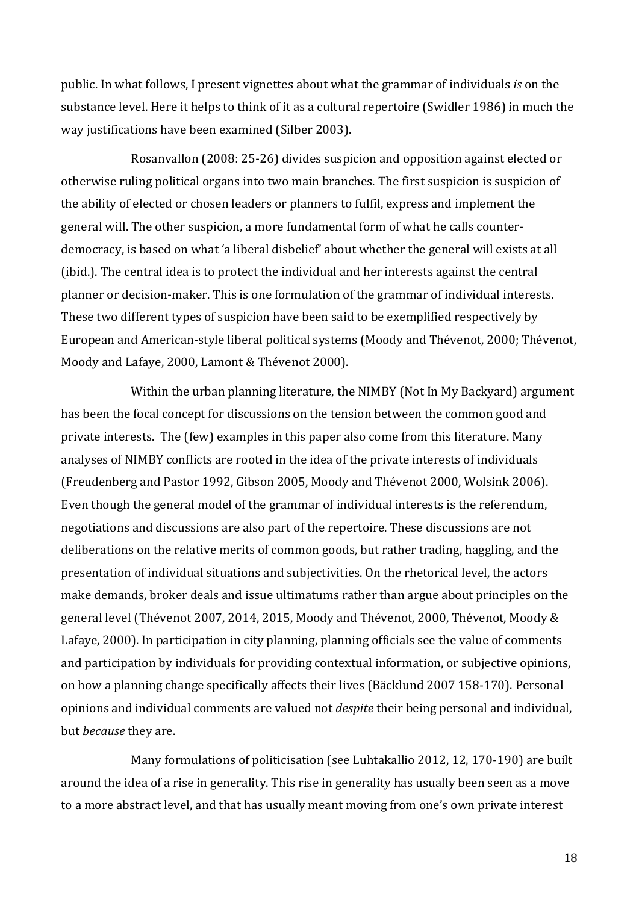public. In what follows, I present vignettes about what the grammar of individuals *is* on the substance level. Here it helps to think of it as a cultural repertoire (Swidler 1986) in much the way justifications have been examined (Silber 2003).

Rosanvallon (2008: 25-26) divides suspicion and opposition against elected or otherwise ruling political organs into two main branches. The first suspicion is suspicion of the ability of elected or chosen leaders or planners to fulfil, express and implement the general will. The other suspicion, a more fundamental form of what he calls counter-democracy, is based on what 'a liberal disbelief' about whether the general will exists at all (ibid.). The central idea is to protect the individual and her interests against the central planner or decision-maker. This is one formulation of the grammar of individual interests. These two different types of suspicion have been said to be exemplified respectively by European and American-style liberal political systems (Moody and Thévenot, 2000; Thévenot, Moody and Lafaye, 2000, Lamont & Thévenot 2000).

Within the urban planning literature, the NIMBY (Not In My Backyard) argument has been the focal concept for discussions on the tension between the common good and private interests. The (few) examples in this paper also come from this literature. Many analyses of NIMBY conflicts are rooted in the idea of the private interests of individuals (Freudenberg and Pastor 1992, Gibson 2005, Moody and Thévenot 2000, Wolsink 2006). Even though the general model of the grammar of individual interests is the referendum, negotiations and discussions are also part of the repertoire. These discussions are not deliberations on the relative merits of common goods, but rather trading, haggling, and the presentation of individual situations and subjectivities. On the rhetorical level, the actors make demands, broker deals and issue ultimatums rather than argue about principles on the general level (Thévenot 2007, 2014, 2015, Moody and Thévenot, 2000, Thévenot, Moody & Lafaye, 2000). In participation in city planning, planning officials see the value of comments and participation by individuals for providing contextual information, or subjective opinions, on how a planning change specifically affects their lives (Bäcklund 2007 158-170). Personal opinions and individual comments are valued not *despite* their being personal and individual, but *because* they are.

Many formulations of politicisation (see Luhtakallio 2012, 12, 170-190) are built around the idea of a rise in generality. This rise in generality has usually been seen as a move to a more abstract level, and that has usually meant moving from one's own private interest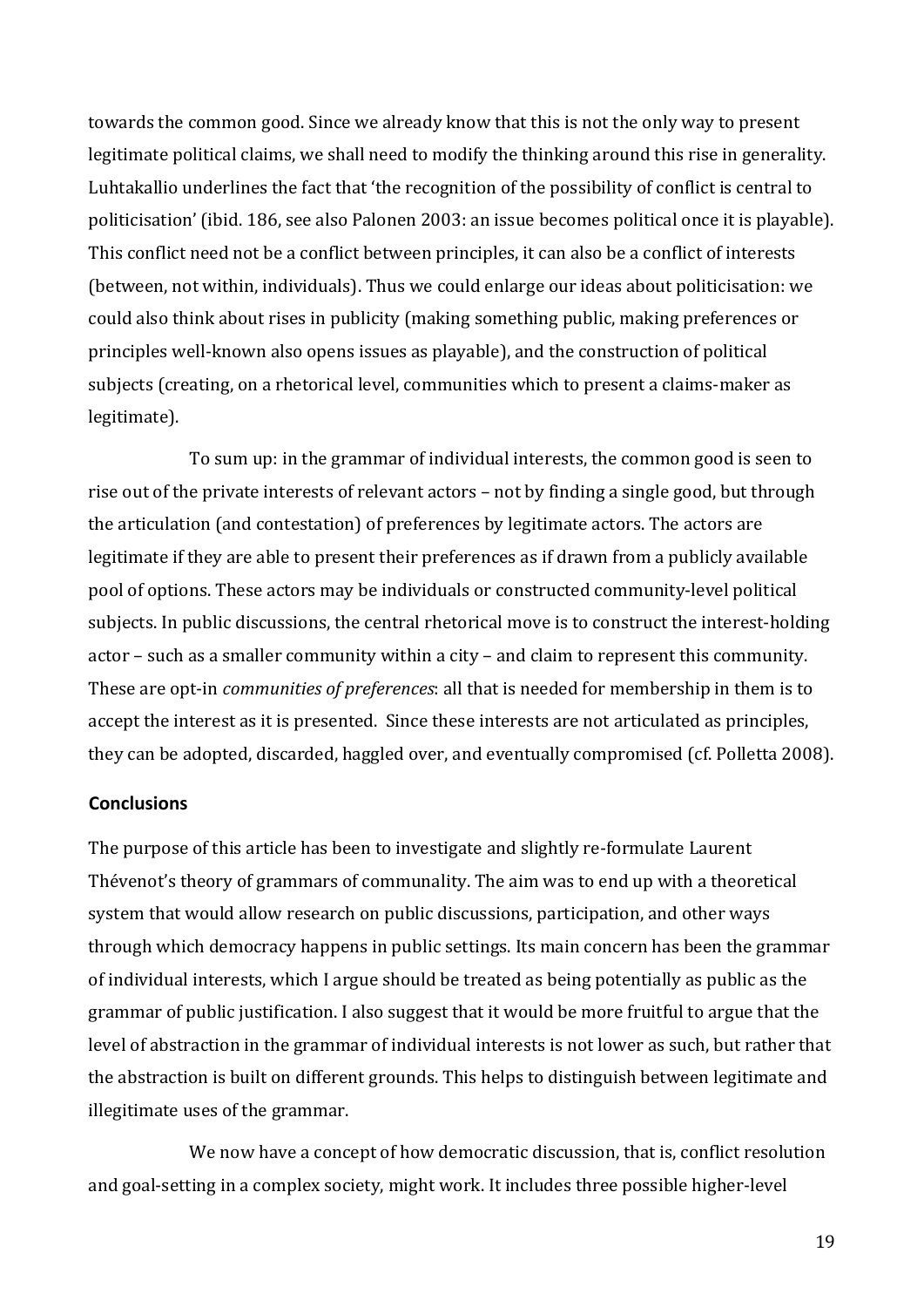towards the common good. Since we already know that this is not the only way to present legitimate political claims, we shall need to modify the thinking around this rise in generality. Luhtakallio underlines the fact that 'the recognition of the possibility of conflict is central to politicisation' (ibid. 186, see also Palonen 2003: an issue becomes political once it is playable). This conflict need not be a conflict between principles, it can also be a conflict of interests (between, not within, individuals). Thus we could enlarge our ideas about politicisation: we could also think about rises in publicity (making something public, making preferences or principles well-known also opens issues as playable), and the construction of political subjects (creating, on a rhetorical level, communities which to present a claims-maker as legitimate).

To sum up: in the grammar of individual interests, the common good is seen to rise out of the private interests of relevant actors – not by finding a single good, but through the articulation (and contestation) of preferences by legitimate actors. The actors are legitimate if they are able to present their preferences as if drawn from a publicly available pool of options. These actors may be individuals or constructed community-level political subjects. In public discussions, the central rhetorical move is to construct the interest-holding actor – such as a smaller community within a city – and claim to represent this community. These are opt-in *communities of preferences*: all that is needed for membership in them is to accept the interest as it is presented. Since these interests are not articulated as principles, they can be adopted, discarded, haggled over, and eventually compromised (cf. Polletta 2008).

## Conclusions

The purpose of this article has been to investigate and slightly re-formulate Laurent Thévenot's theory of grammars of communality. The aim was to end up with a theoretical system that would allow research on public discussions, participation, and other ways through which democracy happens in public settings. Its main concern has been the grammar of individual interests, which I argue should be treated as being potentially as public as the grammar of public justification. I also suggest that it would be more fruitful to argue that the level of abstraction in the grammar of individual interests is not lower as such, but rather that the abstraction is built on different grounds. This helps to distinguish between legitimate and illegitimate uses of the grammar.

We now have a concept of how democratic discussion, that is, conflict resolution and goal-setting in a complex society, might work. It includes three possible higher-level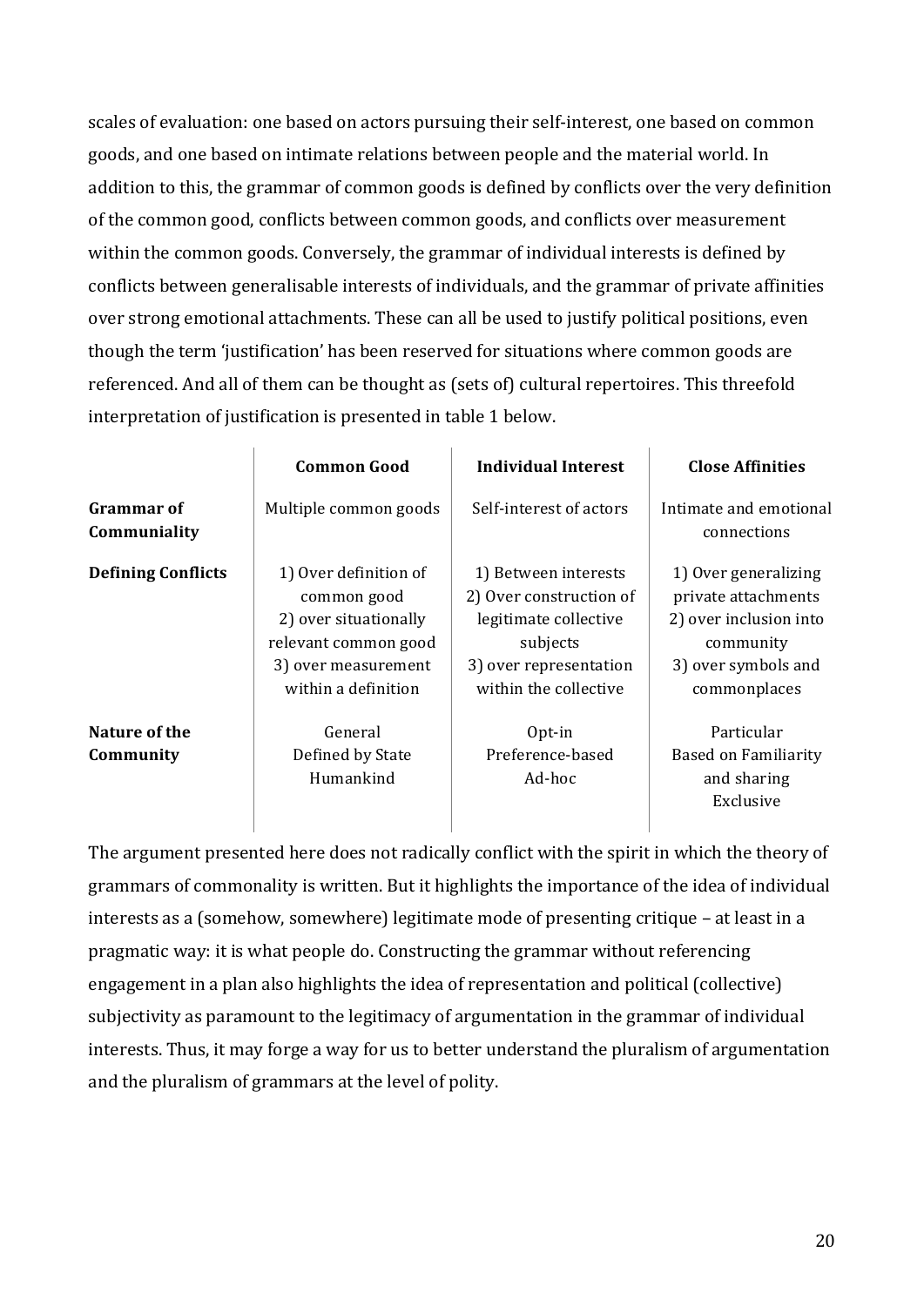scales of evaluation: one based on actors pursuing their self-interest, one based on common goods, and one based on intimate relations between people and the material world. In addition to this, the grammar of common goods is defined by conflicts over the very definition of the common good, conflicts between common goods, and conflicts over measurement within the common goods. Conversely, the grammar of individual interests is defined by conflicts between generalisable interests of individuals, and the grammar of private affinities over strong emotional attachments. These can all be used to justify political positions, even though the term 'justification' has been reserved for situations where common goods are referenced. And all of them can be thought as (sets of) cultural repertoires. This threefold interpretation of justification is presented in table 1 below.

| | **Common Good** | **Individual Interest** | **Close Affinities** |
|---|---|---|---|
| **Grammar of Communiality** | Multiple common goods | Self-interest of actors | Intimate and emotional connections |
| **Defining Conflicts** | 1) Over definition of common good<br>2) over situationally relevant common good<br>3) over measurement within a definition | 1) Between interests<br>2) Over construction of legitimate collective subjects<br>3) over representation within the collective | 1) Over generalizing private attachments<br>2) over inclusion into community<br>3) over symbols and commonplaces |
| **Nature of the Community** | General<br>Defined by State<br>Humankind | Opt-in<br>Preference-based<br>Ad-hoc | Particular<br>Based on Familiarity and sharing<br>Exclusive |

The argument presented here does not radically conflict with the spirit in which the theory of grammars of commonality is written. But it highlights the importance of the idea of individual interests as a (somehow, somewhere) legitimate mode of presenting critique – at least in a pragmatic way: it is what people do. Constructing the grammar without referencing engagement in a plan also highlights the idea of representation and political (collective) subjectivity as paramount to the legitimacy of argumentation in the grammar of individual interests. Thus, it may forge a way for us to better understand the pluralism of argumentation and the pluralism of grammars at the level of polity.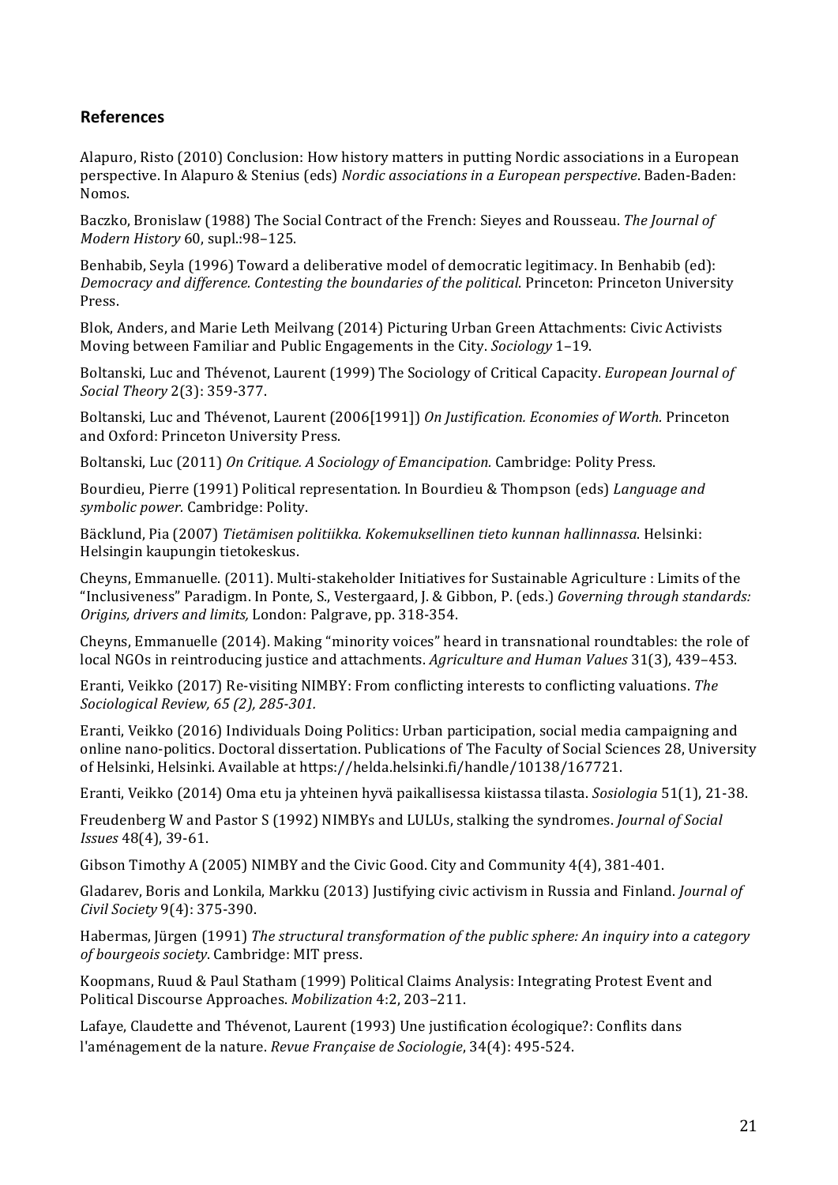## References

Alapuro, Risto (2010) Conclusion: How history matters in putting Nordic associations in a European perspective. In Alapuro & Stenius (eds) *Nordic associations in a European perspective*. Baden-Baden: Nomos.

Baczko, Bronislaw (1988) The Social Contract of the French: Sieyes and Rousseau. *The Journal of Modern History* 60, supl.:98–125.

Benhabib, Seyla (1996) Toward a deliberative model of democratic legitimacy. In Benhabib (ed): *Democracy and difference. Contesting the boundaries of the political*. Princeton: Princeton University Press.

Blok, Anders, and Marie Leth Meilvang (2014) Picturing Urban Green Attachments: Civic Activists Moving between Familiar and Public Engagements in the City. *Sociology* 1–19.

Boltanski, Luc and Thévenot, Laurent (1999) The Sociology of Critical Capacity. *European Journal of Social Theory* 2(3): 359-377.

Boltanski, Luc and Thévenot, Laurent (2006[1991]) *On Justification. Economies of Worth.* Princeton and Oxford: Princeton University Press.

Boltanski, Luc (2011) *On Critique. A Sociology of Emancipation.* Cambridge: Polity Press.

Bourdieu, Pierre (1991) Political representation. In Bourdieu & Thompson (eds) *Language and symbolic power.* Cambridge: Polity.

Bäcklund, Pia (2007) *Tietämisen politiikka. Kokemuksellinen tieto kunnan hallinnassa*. Helsinki: Helsingin kaupungin tietokeskus.

Cheyns, Emmanuelle. (2011). Multi-stakeholder Initiatives for Sustainable Agriculture : Limits of the "Inclusiveness" Paradigm. In Ponte, S., Vestergaard, J. & Gibbon, P. (eds.) *Governing through standards: Origins, drivers and limits,* London: Palgrave, pp. 318-354.

Cheyns, Emmanuelle (2014). Making "minority voices" heard in transnational roundtables: the role of local NGOs in reintroducing justice and attachments. *Agriculture and Human Values* 31(3), 439–453.

Eranti, Veikko (2017) Re-visiting NIMBY: From conflicting interests to conflicting valuations. *The Sociological Review, 65 (2), 285-301.*

Eranti, Veikko (2016) Individuals Doing Politics: Urban participation, social media campaigning and online nano-politics. Doctoral dissertation. Publications of The Faculty of Social Sciences 28, University of Helsinki, Helsinki. Available at https://helda.helsinki.fi/handle/10138/167721.

Eranti, Veikko (2014) Oma etu ja yhteinen hyvä paikallisessa kiistassa tilasta. *Sosiologia* 51(1), 21-38.

Freudenberg W and Pastor S (1992) NIMBYs and LULUs, stalking the syndromes. *Journal of Social Issues* 48(4), 39-61.

Gibson Timothy A (2005) NIMBY and the Civic Good. City and Community 4(4), 381-401.

Gladarev, Boris and Lonkila, Markku (2013) Justifying civic activism in Russia and Finland. *Journal of Civil Society* 9(4): 375-390.

Habermas, Jürgen (1991) *The structural transformation of the public sphere: An inquiry into a category of bourgeois society*. Cambridge: MIT press.

Koopmans, Ruud & Paul Statham (1999) Political Claims Analysis: Integrating Protest Event and Political Discourse Approaches. *Mobilization* 4:2, 203–211.

Lafaye, Claudette and Thévenot, Laurent (1993) Une justification écologique?: Conflits dans l'aménagement de la nature. *Revue Française de Sociologie*, 34(4): 495-524.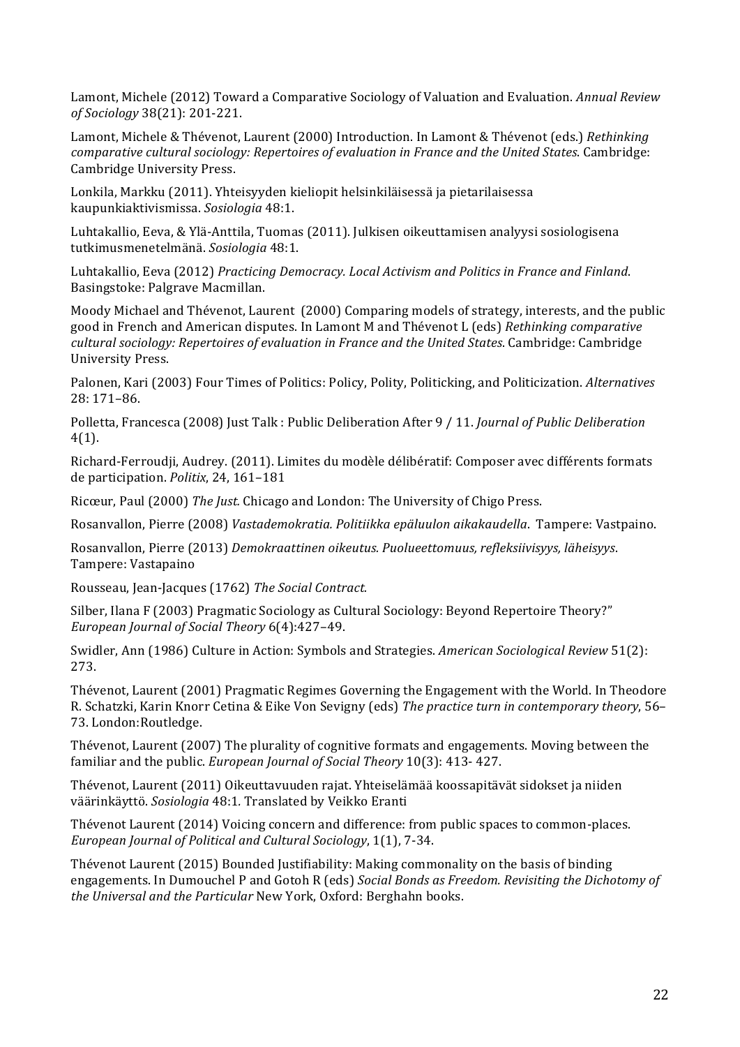Lamont, Michele (2012) Toward a Comparative Sociology of Valuation and Evaluation. *Annual Review of Sociology* 38(21): 201-221.

Lamont, Michele & Thévenot, Laurent (2000) Introduction. In Lamont & Thévenot (eds.) *Rethinking comparative cultural sociology: Repertoires of evaluation in France and the United States*. Cambridge: Cambridge University Press.

Lonkila, Markku (2011). Yhteisyyden kieliopit helsinkiläisessä ja pietarilaisessa kaupunkiaktivismissa. *Sosiologia* 48:1.

Luhtakallio, Eeva, & Ylä-Anttila, Tuomas (2011). Julkisen oikeuttamisen analyysi sosiologisena tutkimusmenetelmänä. *Sosiologia* 48:1.

Luhtakallio, Eeva (2012) *Practicing Democracy. Local Activism and Politics in France and Finland*. Basingstoke: Palgrave Macmillan.

Moody Michael and Thévenot, Laurent (2000) Comparing models of strategy, interests, and the public good in French and American disputes. In Lamont M and Thévenot L (eds) *Rethinking comparative cultural sociology: Repertoires of evaluation in France and the United States*. Cambridge: Cambridge University Press.

Palonen, Kari (2003) Four Times of Politics: Policy, Polity, Politicking, and Politicization. *Alternatives* 28: 171–86.

Polletta, Francesca (2008) Just Talk : Public Deliberation After 9 / 11. *Journal of Public Deliberation* 4(1).

Richard-Ferroudji, Audrey. (2011). Limites du modèle délibératif: Composer avec différents formats de participation. *Politix*, 24, 161–181

Ricœur, Paul (2000) *The Just.* Chicago and London: The University of Chigo Press.

Rosanvallon, Pierre (2008) *Vastademokratia. Politiikka epäluulon aikakaudella*. Tampere: Vastpaino.

Rosanvallon, Pierre (2013) *Demokraattinen oikeutus. Puolueettomuus, refleksiivisyys, läheisyys*. Tampere: Vastapaino

Rousseau, Jean-Jacques (1762) *The Social Contract.*

Silber, Ilana F (2003) Pragmatic Sociology as Cultural Sociology: Beyond Repertoire Theory?" *European Journal of Social Theory* 6(4):427–49.

Swidler, Ann (1986) Culture in Action: Symbols and Strategies. *American Sociological Review* 51(2): 273.

Thévenot, Laurent (2001) Pragmatic Regimes Governing the Engagement with the World. In Theodore R. Schatzki, Karin Knorr Cetina & Eike Von Sevigny (eds) *The practice turn in contemporary theory*, 56–73. London:Routledge.

Thévenot, Laurent (2007) The plurality of cognitive formats and engagements. Moving between the familiar and the public. *European Journal of Social Theory* 10(3): 413- 427.

Thévenot, Laurent (2011) Oikeuttavuuden rajat. Yhteiselämää koossapitävät sidokset ja niiden väärinkäyttö. *Sosiologia* 48:1. Translated by Veikko Eranti

Thévenot Laurent (2014) Voicing concern and difference: from public spaces to common-places. *European Journal of Political and Cultural Sociology*, 1(1), 7-34.

Thévenot Laurent (2015) Bounded Justifiability: Making commonality on the basis of binding engagements. In Dumouchel P and Gotoh R (eds) *Social Bonds as Freedom. Revisiting the Dichotomy of the Universal and the Particular* New York, Oxford: Berghahn books.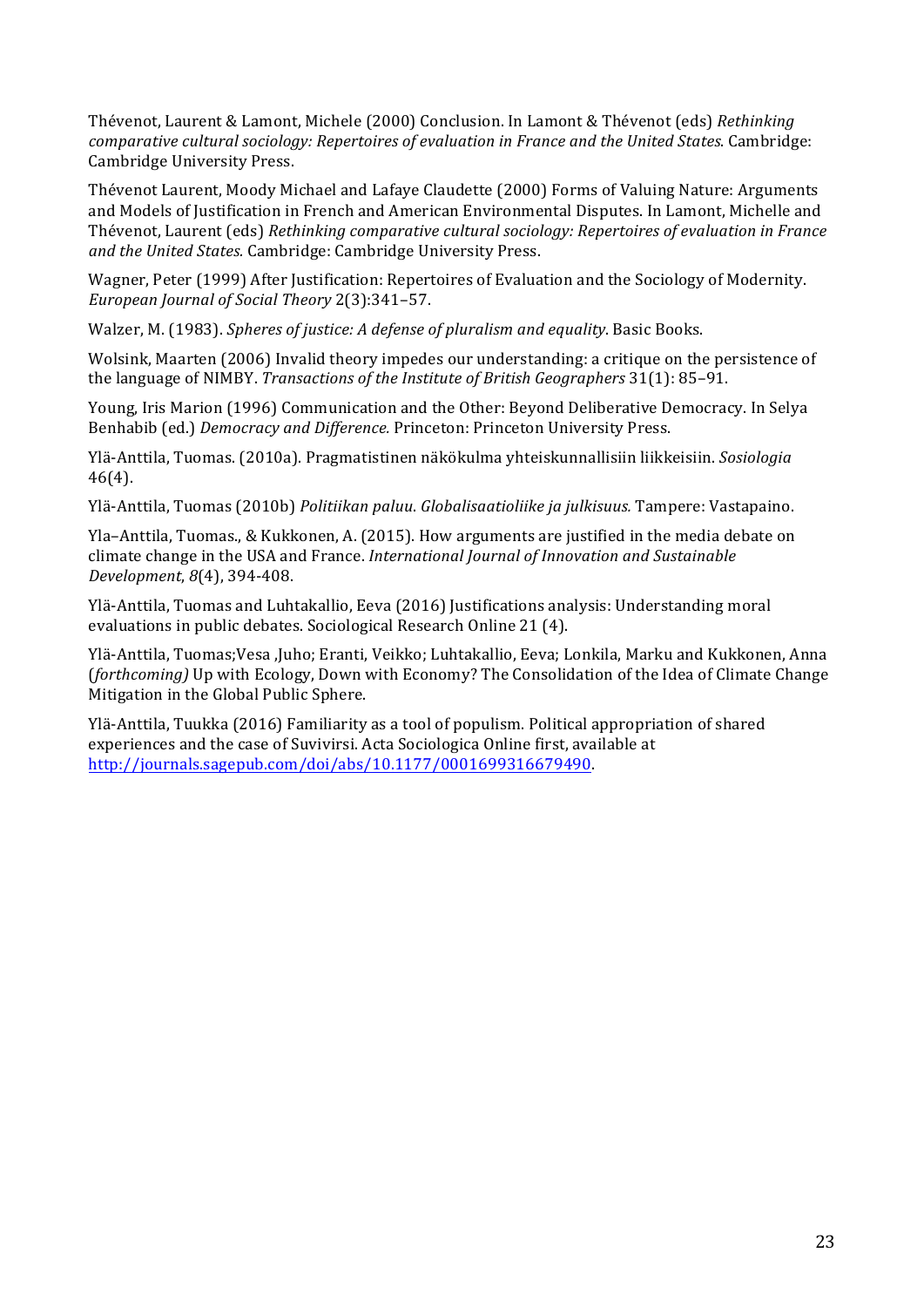Thévenot, Laurent & Lamont, Michele (2000) Conclusion. In Lamont & Thévenot (eds) *Rethinking comparative cultural sociology: Repertoires of evaluation in France and the United States*. Cambridge: Cambridge University Press.

Thévenot Laurent, Moody Michael and Lafaye Claudette (2000) Forms of Valuing Nature: Arguments and Models of Justification in French and American Environmental Disputes. In Lamont, Michelle and Thévenot, Laurent (eds) *Rethinking comparative cultural sociology: Repertoires of evaluation in France and the United States.* Cambridge: Cambridge University Press.

Wagner, Peter (1999) After Justification: Repertoires of Evaluation and the Sociology of Modernity. *European Journal of Social Theory* 2(3):341–57.

Walzer, M. (1983). *Spheres of justice: A defense of pluralism and equality*. Basic Books.

Wolsink, Maarten (2006) Invalid theory impedes our understanding: a critique on the persistence of the language of NIMBY. *Transactions of the Institute of British Geographers* 31(1): 85–91.

Young, Iris Marion (1996) Communication and the Other: Beyond Deliberative Democracy. In Selya Benhabib (ed.) *Democracy and Difference.* Princeton: Princeton University Press.

Ylä-Anttila, Tuomas. (2010a). Pragmatistinen näkökulma yhteiskunnallisiin liikkeisiin. *Sosiologia* 46(4).

Ylä-Anttila, Tuomas (2010b) *Politiikan paluu. Globalisaatioliike ja julkisuus.* Tampere: Vastapaino.

Yla–Anttila, Tuomas., & Kukkonen, A. (2015). How arguments are justified in the media debate on climate change in the USA and France. *International Journal of Innovation and Sustainable Development*, *8*(4), 394-408.

Ylä-Anttila, Tuomas and Luhtakallio, Eeva (2016) Justifications analysis: Understanding moral evaluations in public debates. Sociological Research Online 21 (4).

Ylä-Anttila, Tuomas;Vesa ,Juho; Eranti, Veikko; Luhtakallio, Eeva; Lonkila, Marku and Kukkonen, Anna (*forthcoming)* Up with Ecology, Down with Economy? The Consolidation of the Idea of Climate Change Mitigation in the Global Public Sphere.

Ylä-Anttila, Tuukka (2016) Familiarity as a tool of populism. Political appropriation of shared experiences and the case of Suvivirsi. Acta Sociologica Online first, available at http://journals.sagepub.com/doi/abs/10.1177/0001699316679490.